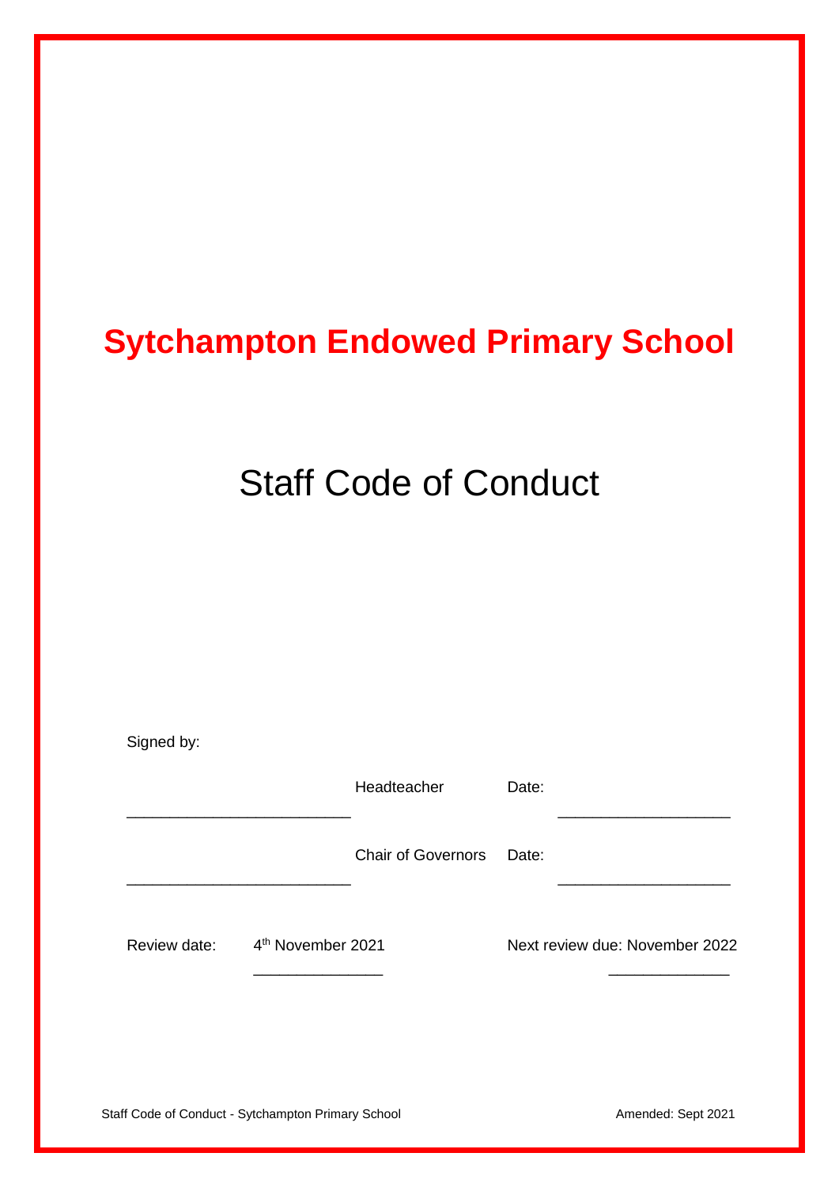# Sytchampton Endowed Primary School

## Staff Code of Conduct

Signed by:

_________________________ Headteacher Date: ___________________

_________________________ Chair of Governors Date: ___________________

Review date: 4th November 2021 Next review due: November 2022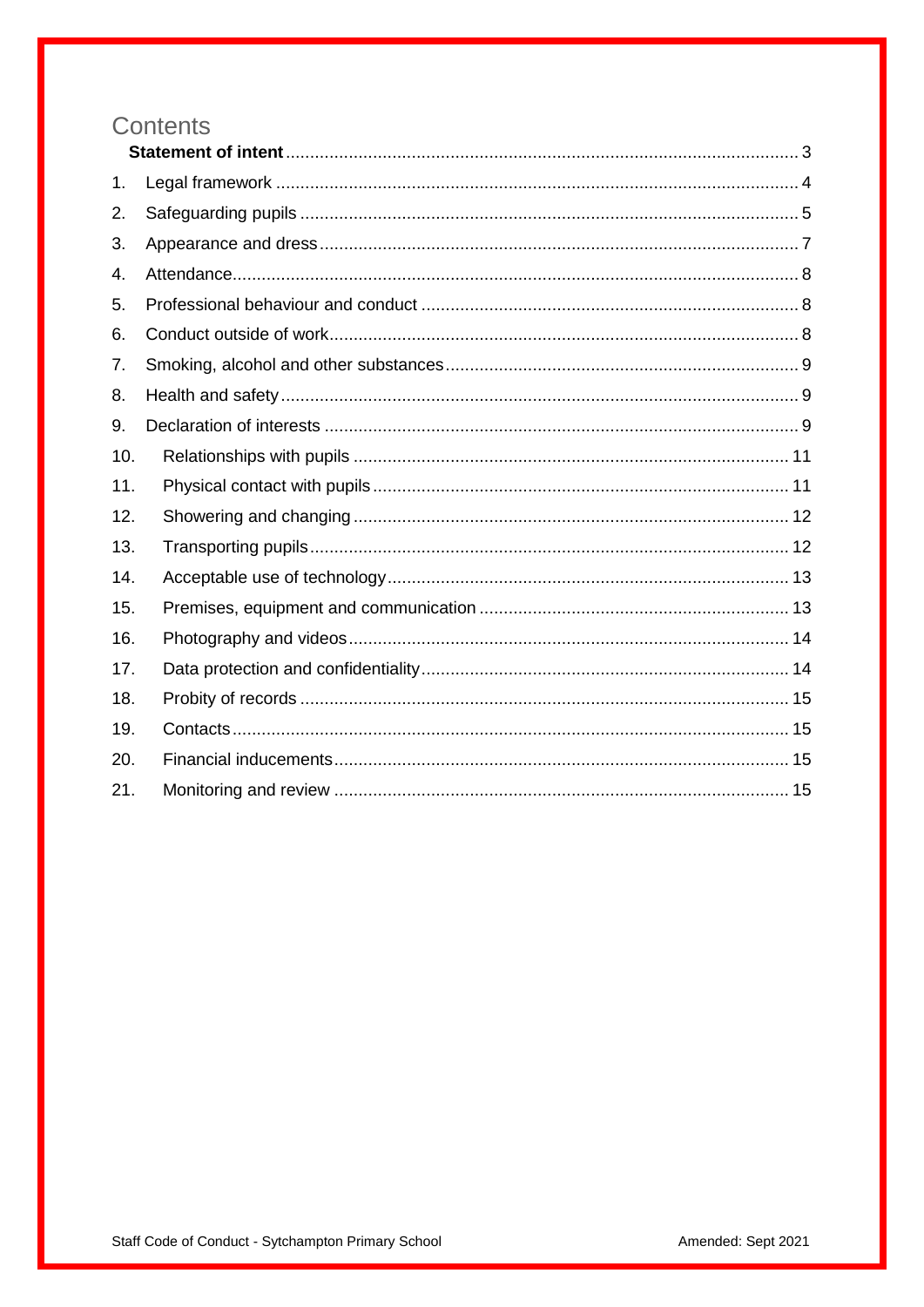# Contents

**Statement of intent** ........ 3

1. Legal framework ........ 4
2. Safeguarding pupils ........ 5
3. Appearance and dress ........ 7
4. Attendance ........ 8
5. Professional behaviour and conduct ........ 8
6. Conduct outside of work ........ 8
7. Smoking, alcohol and other substances ........ 9
8. Health and safety ........ 9
9. Declaration of interests ........ 9
10. Relationships with pupils ........ 11
11. Physical contact with pupils ........ 11
12. Showering and changing ........ 12
13. Transporting pupils ........ 12
14. Acceptable use of technology ........ 13
15. Premises, equipment and communication ........ 13
16. Photography and videos ........ 14
17. Data protection and confidentiality ........ 14
18. Probity of records ........ 15
19. Contacts ........ 15
20. Financial inducements ........ 15
21. Monitoring and review ........ 15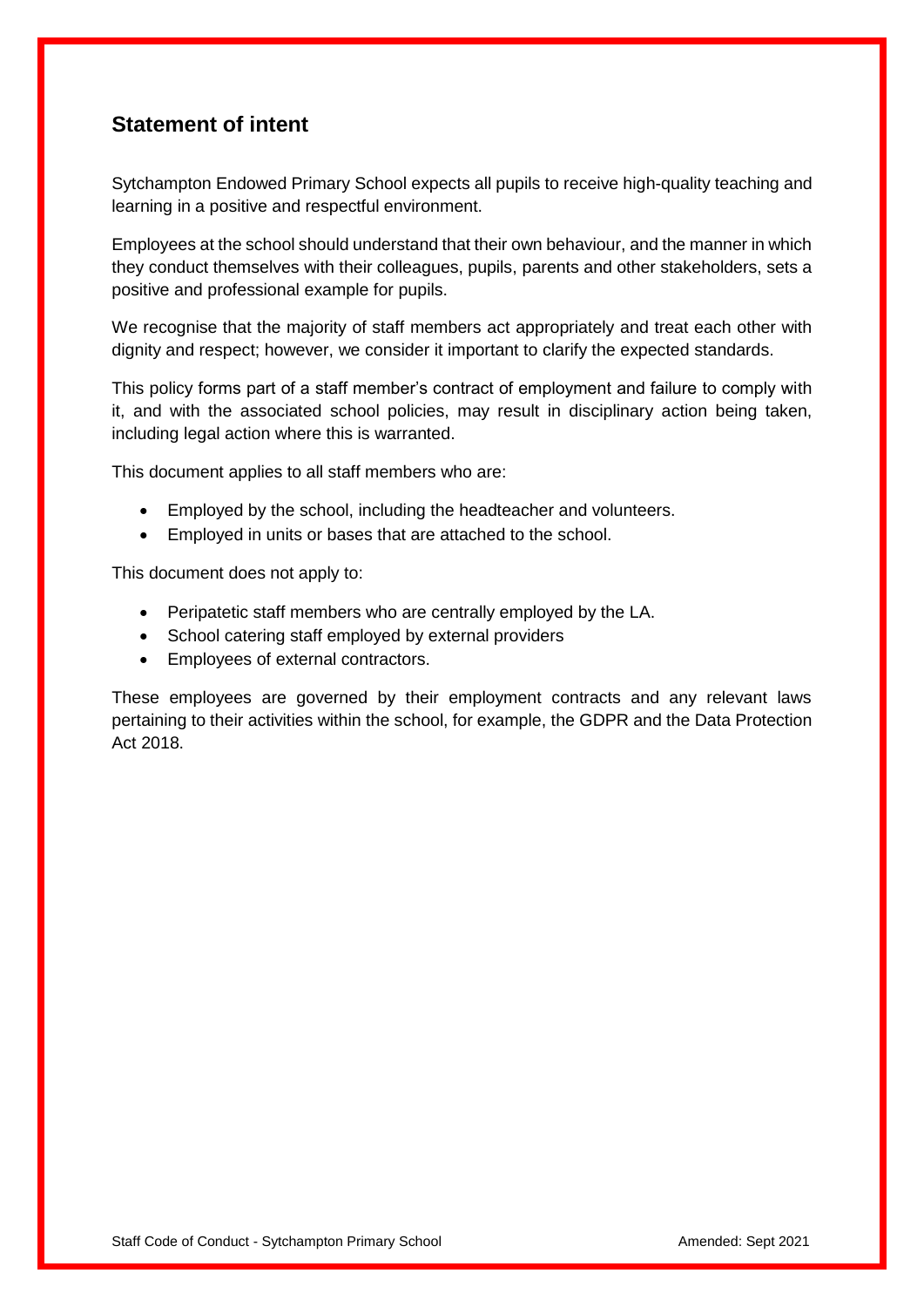## Statement of intent

Sytchampton Endowed Primary School expects all pupils to receive high-quality teaching and learning in a positive and respectful environment.

Employees at the school should understand that their own behaviour, and the manner in which they conduct themselves with their colleagues, pupils, parents and other stakeholders, sets a positive and professional example for pupils.

We recognise that the majority of staff members act appropriately and treat each other with dignity and respect; however, we consider it important to clarify the expected standards.

This policy forms part of a staff member's contract of employment and failure to comply with it, and with the associated school policies, may result in disciplinary action being taken, including legal action where this is warranted.

This document applies to all staff members who are:

- Employed by the school, including the headteacher and volunteers.
- Employed in units or bases that are attached to the school.

This document does not apply to:

- Peripatetic staff members who are centrally employed by the LA.
- School catering staff employed by external providers
- Employees of external contractors.

These employees are governed by their employment contracts and any relevant laws pertaining to their activities within the school, for example, the GDPR and the Data Protection Act 2018.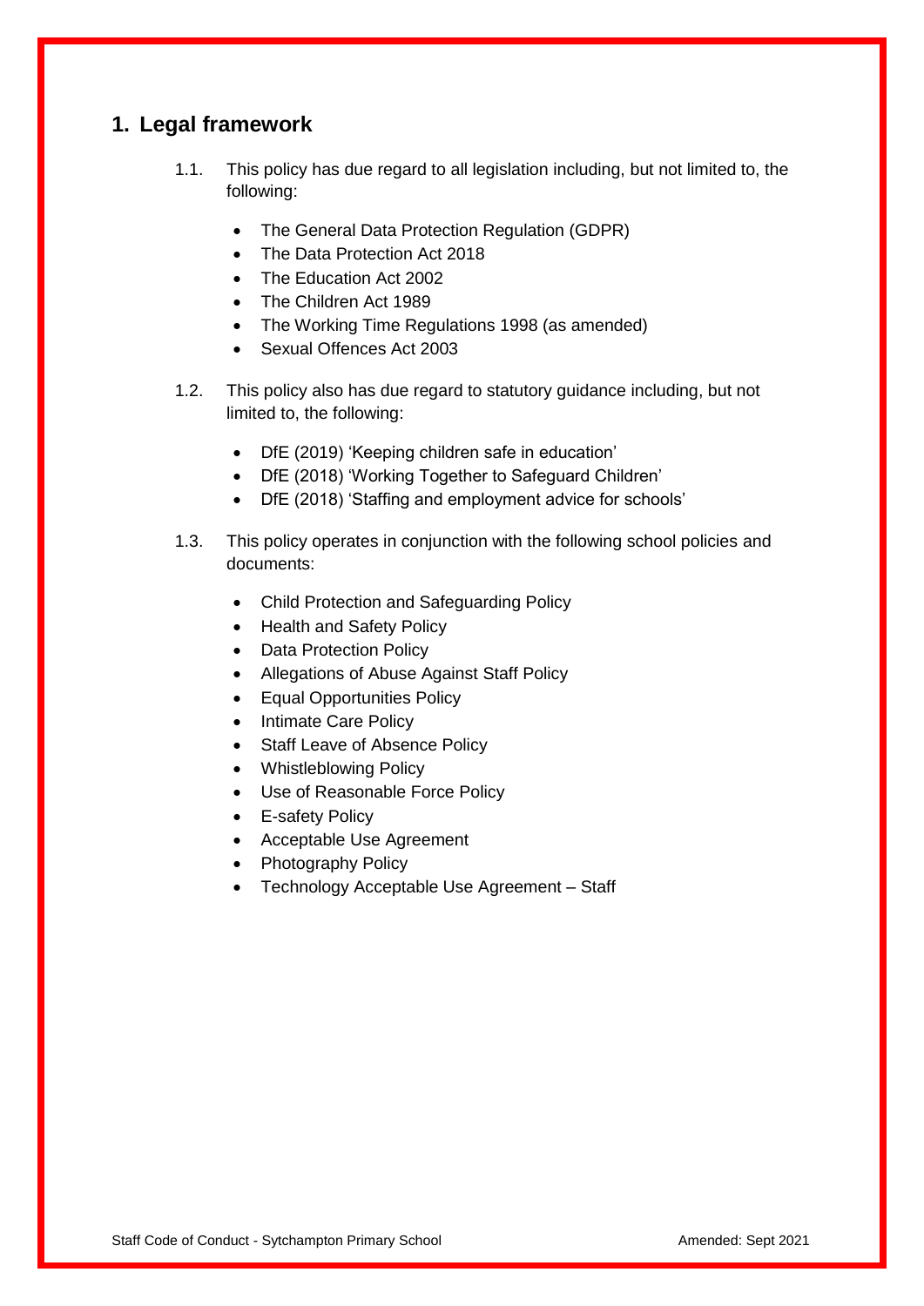## 1. Legal framework

1.1. This policy has due regard to all legislation including, but not limited to, the following:

- The General Data Protection Regulation (GDPR)
- The Data Protection Act 2018
- The Education Act 2002
- The Children Act 1989
- The Working Time Regulations 1998 (as amended)
- Sexual Offences Act 2003

1.2. This policy also has due regard to statutory guidance including, but not limited to, the following:

- DfE (2019) 'Keeping children safe in education'
- DfE (2018) 'Working Together to Safeguard Children'
- DfE (2018) 'Staffing and employment advice for schools'

1.3. This policy operates in conjunction with the following school policies and documents:

- Child Protection and Safeguarding Policy
- Health and Safety Policy
- Data Protection Policy
- Allegations of Abuse Against Staff Policy
- Equal Opportunities Policy
- Intimate Care Policy
- Staff Leave of Absence Policy
- Whistleblowing Policy
- Use of Reasonable Force Policy
- E-safety Policy
- Acceptable Use Agreement
- Photography Policy
- Technology Acceptable Use Agreement – Staff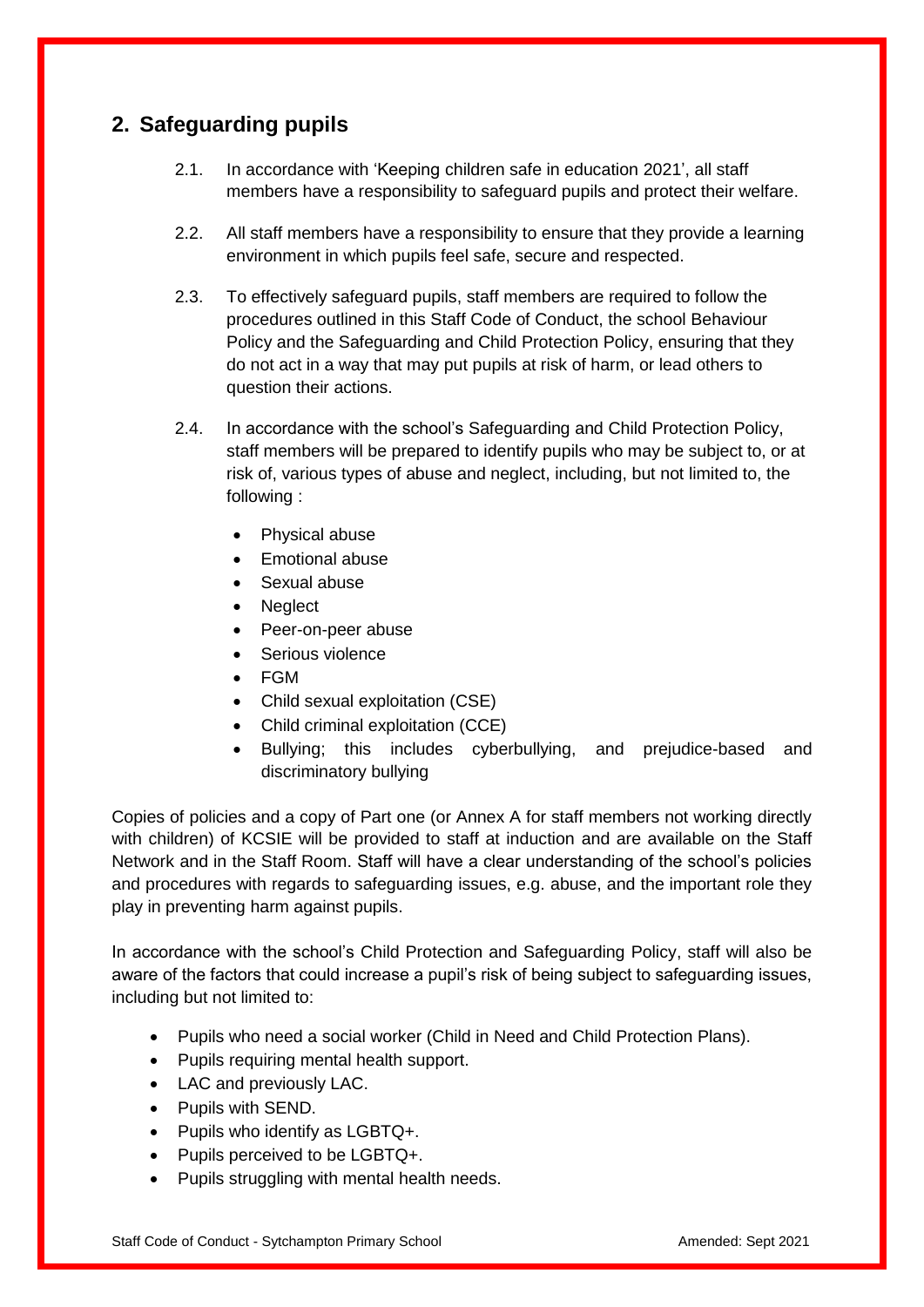## 2. Safeguarding pupils

2.1. In accordance with 'Keeping children safe in education 2021', all staff members have a responsibility to safeguard pupils and protect their welfare.

2.2. All staff members have a responsibility to ensure that they provide a learning environment in which pupils feel safe, secure and respected.

2.3. To effectively safeguard pupils, staff members are required to follow the procedures outlined in this Staff Code of Conduct, the school Behaviour Policy and the Safeguarding and Child Protection Policy, ensuring that they do not act in a way that may put pupils at risk of harm, or lead others to question their actions.

2.4. In accordance with the school's Safeguarding and Child Protection Policy, staff members will be prepared to identify pupils who may be subject to, or at risk of, various types of abuse and neglect, including, but not limited to, the following :

- Physical abuse
- Emotional abuse
- Sexual abuse
- Neglect
- Peer-on-peer abuse
- Serious violence
- FGM
- Child sexual exploitation (CSE)
- Child criminal exploitation (CCE)
- Bullying; this includes cyberbullying, and prejudice-based and discriminatory bullying

Copies of policies and a copy of Part one (or Annex A for staff members not working directly with children) of KCSIE will be provided to staff at induction and are available on the Staff Network and in the Staff Room. Staff will have a clear understanding of the school's policies and procedures with regards to safeguarding issues, e.g. abuse, and the important role they play in preventing harm against pupils.

In accordance with the school's Child Protection and Safeguarding Policy, staff will also be aware of the factors that could increase a pupil's risk of being subject to safeguarding issues, including but not limited to:

- Pupils who need a social worker (Child in Need and Child Protection Plans).
- Pupils requiring mental health support.
- LAC and previously LAC.
- Pupils with SEND.
- Pupils who identify as LGBTQ+.
- Pupils perceived to be LGBTQ+.
- Pupils struggling with mental health needs.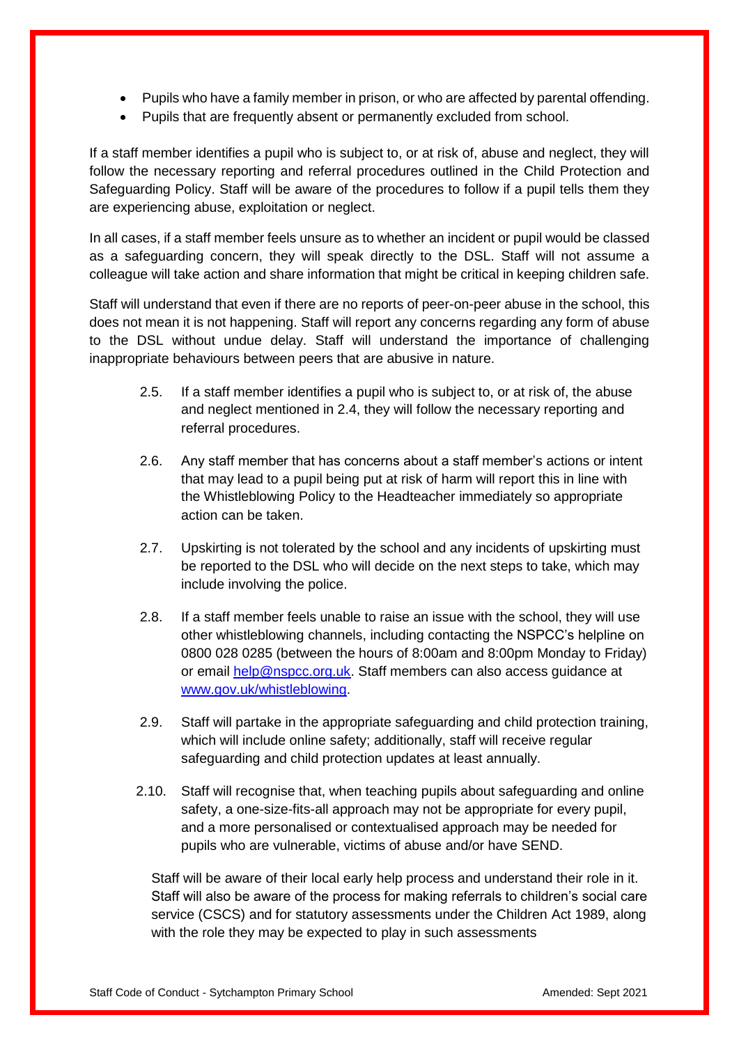- Pupils who have a family member in prison, or who are affected by parental offending.
- Pupils that are frequently absent or permanently excluded from school.

If a staff member identifies a pupil who is subject to, or at risk of, abuse and neglect, they will follow the necessary reporting and referral procedures outlined in the Child Protection and Safeguarding Policy. Staff will be aware of the procedures to follow if a pupil tells them they are experiencing abuse, exploitation or neglect.

In all cases, if a staff member feels unsure as to whether an incident or pupil would be classed as a safeguarding concern, they will speak directly to the DSL. Staff will not assume a colleague will take action and share information that might be critical in keeping children safe.

Staff will understand that even if there are no reports of peer-on-peer abuse in the school, this does not mean it is not happening. Staff will report any concerns regarding any form of abuse to the DSL without undue delay. Staff will understand the importance of challenging inappropriate behaviours between peers that are abusive in nature.

2.5. If a staff member identifies a pupil who is subject to, or at risk of, the abuse and neglect mentioned in 2.4, they will follow the necessary reporting and referral procedures.

2.6. Any staff member that has concerns about a staff member's actions or intent that may lead to a pupil being put at risk of harm will report this in line with the Whistleblowing Policy to the Headteacher immediately so appropriate action can be taken.

2.7. Upskirting is not tolerated by the school and any incidents of upskirting must be reported to the DSL who will decide on the next steps to take, which may include involving the police.

2.8. If a staff member feels unable to raise an issue with the school, they will use other whistleblowing channels, including contacting the NSPCC's helpline on 0800 028 0285 (between the hours of 8:00am and 8:00pm Monday to Friday) or email [help@nspcc.org.uk](mailto:help@nspcc.org.uk). Staff members can also access guidance at [www.gov.uk/whistleblowing](http://www.gov.uk/whistleblowing).

2.9. Staff will partake in the appropriate safeguarding and child protection training, which will include online safety; additionally, staff will receive regular safeguarding and child protection updates at least annually.

2.10. Staff will recognise that, when teaching pupils about safeguarding and online safety, a one-size-fits-all approach may not be appropriate for every pupil, and a more personalised or contextualised approach may be needed for pupils who are vulnerable, victims of abuse and/or have SEND.

Staff will be aware of their local early help process and understand their role in it. Staff will also be aware of the process for making referrals to children's social care service (CSCS) and for statutory assessments under the Children Act 1989, along with the role they may be expected to play in such assessments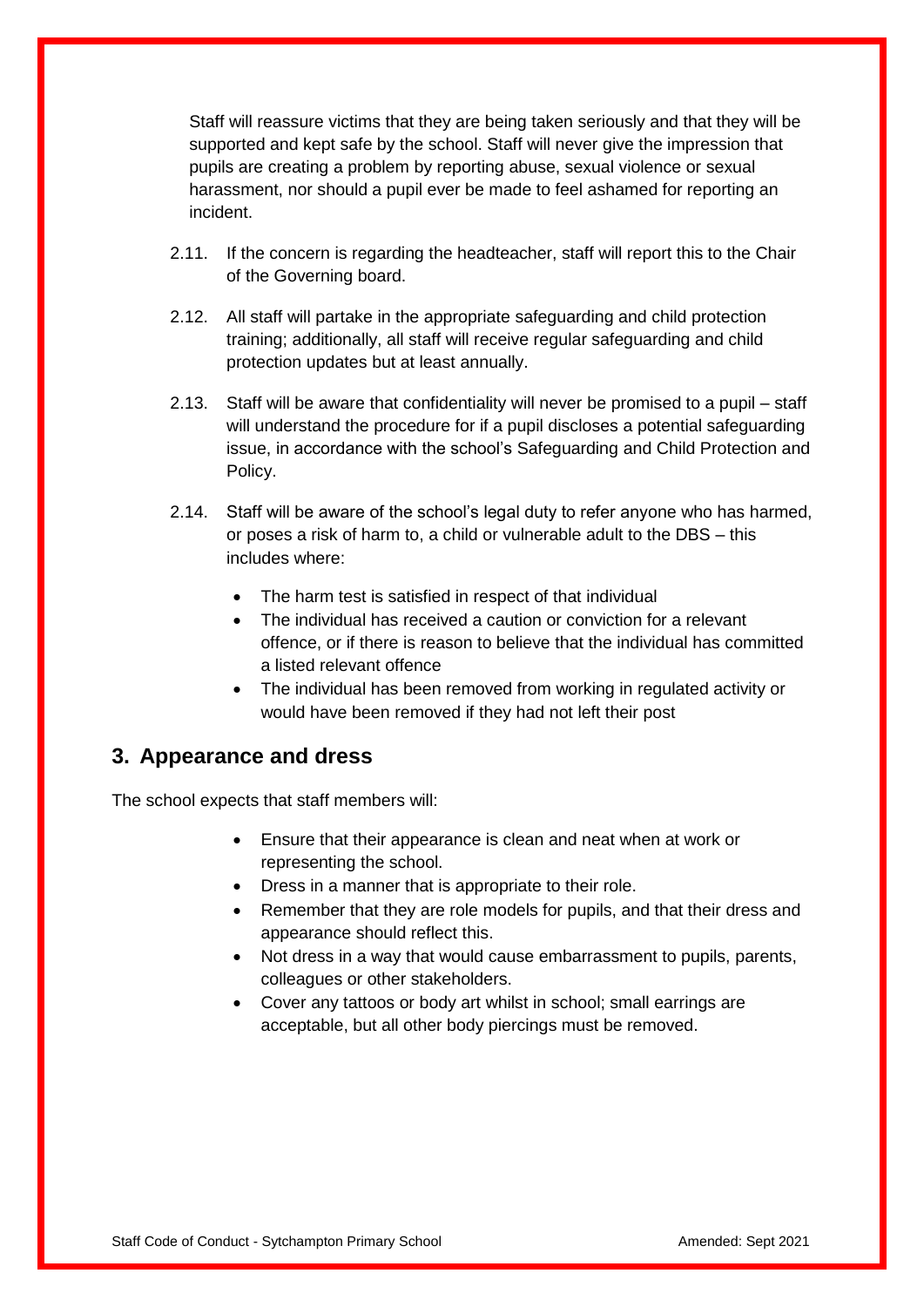Staff will reassure victims that they are being taken seriously and that they will be supported and kept safe by the school. Staff will never give the impression that pupils are creating a problem by reporting abuse, sexual violence or sexual harassment, nor should a pupil ever be made to feel ashamed for reporting an incident.

2.11. If the concern is regarding the headteacher, staff will report this to the Chair of the Governing board.

2.12. All staff will partake in the appropriate safeguarding and child protection training; additionally, all staff will receive regular safeguarding and child protection updates but at least annually.

2.13. Staff will be aware that confidentiality will never be promised to a pupil – staff will understand the procedure for if a pupil discloses a potential safeguarding issue, in accordance with the school's Safeguarding and Child Protection and Policy.

2.14. Staff will be aware of the school's legal duty to refer anyone who has harmed, or poses a risk of harm to, a child or vulnerable adult to the DBS – this includes where:

- The harm test is satisfied in respect of that individual
- The individual has received a caution or conviction for a relevant offence, or if there is reason to believe that the individual has committed a listed relevant offence
- The individual has been removed from working in regulated activity or would have been removed if they had not left their post

## 3. Appearance and dress

The school expects that staff members will:

- Ensure that their appearance is clean and neat when at work or representing the school.
- Dress in a manner that is appropriate to their role.
- Remember that they are role models for pupils, and that their dress and appearance should reflect this.
- Not dress in a way that would cause embarrassment to pupils, parents, colleagues or other stakeholders.
- Cover any tattoos or body art whilst in school; small earrings are acceptable, but all other body piercings must be removed.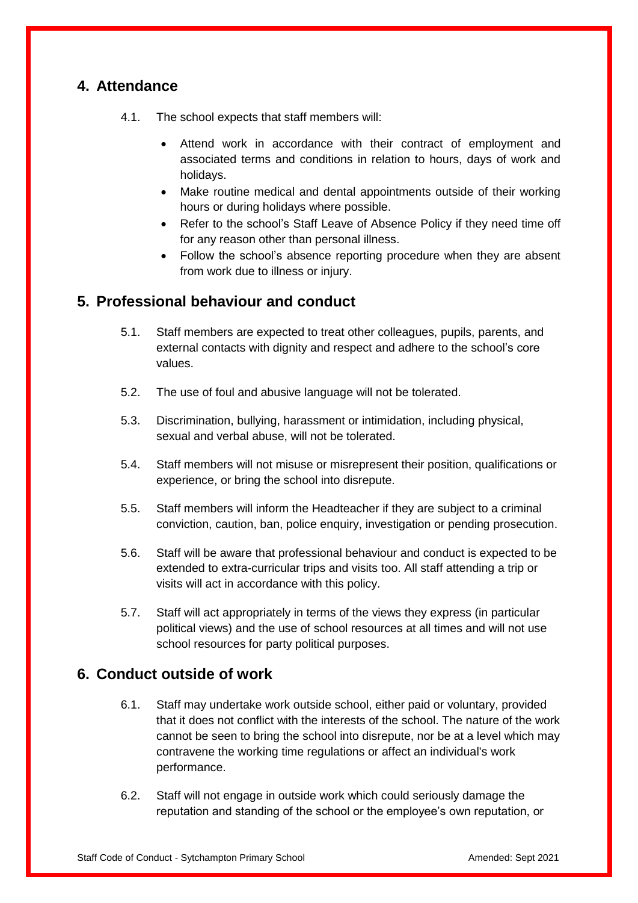## 4. Attendance

4.1. The school expects that staff members will:

- Attend work in accordance with their contract of employment and associated terms and conditions in relation to hours, days of work and holidays.
- Make routine medical and dental appointments outside of their working hours or during holidays where possible.
- Refer to the school's Staff Leave of Absence Policy if they need time off for any reason other than personal illness.
- Follow the school's absence reporting procedure when they are absent from work due to illness or injury.

## 5. Professional behaviour and conduct

5.1. Staff members are expected to treat other colleagues, pupils, parents, and external contacts with dignity and respect and adhere to the school's core values.

5.2. The use of foul and abusive language will not be tolerated.

5.3. Discrimination, bullying, harassment or intimidation, including physical, sexual and verbal abuse, will not be tolerated.

5.4. Staff members will not misuse or misrepresent their position, qualifications or experience, or bring the school into disrepute.

5.5. Staff members will inform the Headteacher if they are subject to a criminal conviction, caution, ban, police enquiry, investigation or pending prosecution.

5.6. Staff will be aware that professional behaviour and conduct is expected to be extended to extra-curricular trips and visits too. All staff attending a trip or visits will act in accordance with this policy.

5.7. Staff will act appropriately in terms of the views they express (in particular political views) and the use of school resources at all times and will not use school resources for party political purposes.

## 6. Conduct outside of work

6.1. Staff may undertake work outside school, either paid or voluntary, provided that it does not conflict with the interests of the school. The nature of the work cannot be seen to bring the school into disrepute, nor be at a level which may contravene the working time regulations or affect an individual's work performance.

6.2. Staff will not engage in outside work which could seriously damage the reputation and standing of the school or the employee's own reputation, or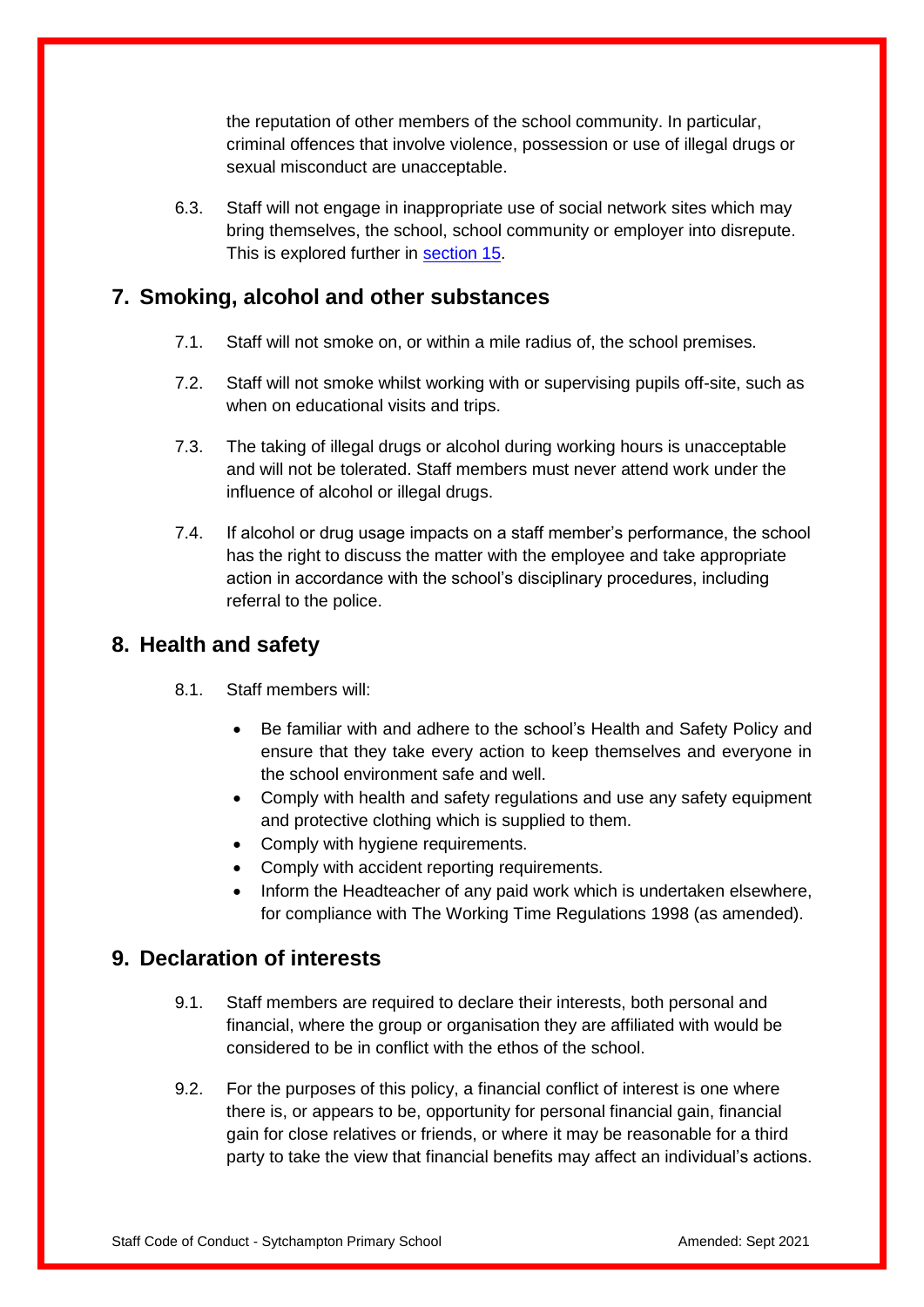the reputation of other members of the school community. In particular, criminal offences that involve violence, possession or use of illegal drugs or sexual misconduct are unacceptable.

6.3. Staff will not engage in inappropriate use of social network sites which may bring themselves, the school, school community or employer into disrepute. This is explored further in [section 15](#).

## 7. Smoking, alcohol and other substances

7.1. Staff will not smoke on, or within a mile radius of, the school premises.

7.2. Staff will not smoke whilst working with or supervising pupils off-site, such as when on educational visits and trips.

7.3. The taking of illegal drugs or alcohol during working hours is unacceptable and will not be tolerated. Staff members must never attend work under the influence of alcohol or illegal drugs.

7.4. If alcohol or drug usage impacts on a staff member's performance, the school has the right to discuss the matter with the employee and take appropriate action in accordance with the school's disciplinary procedures, including referral to the police.

## 8. Health and safety

8.1. Staff members will:

- Be familiar with and adhere to the school's Health and Safety Policy and ensure that they take every action to keep themselves and everyone in the school environment safe and well.
- Comply with health and safety regulations and use any safety equipment and protective clothing which is supplied to them.
- Comply with hygiene requirements.
- Comply with accident reporting requirements.
- Inform the Headteacher of any paid work which is undertaken elsewhere, for compliance with The Working Time Regulations 1998 (as amended).

## 9. Declaration of interests

9.1. Staff members are required to declare their interests, both personal and financial, where the group or organisation they are affiliated with would be considered to be in conflict with the ethos of the school.

9.2. For the purposes of this policy, a financial conflict of interest is one where there is, or appears to be, opportunity for personal financial gain, financial gain for close relatives or friends, or where it may be reasonable for a third party to take the view that financial benefits may affect an individual's actions.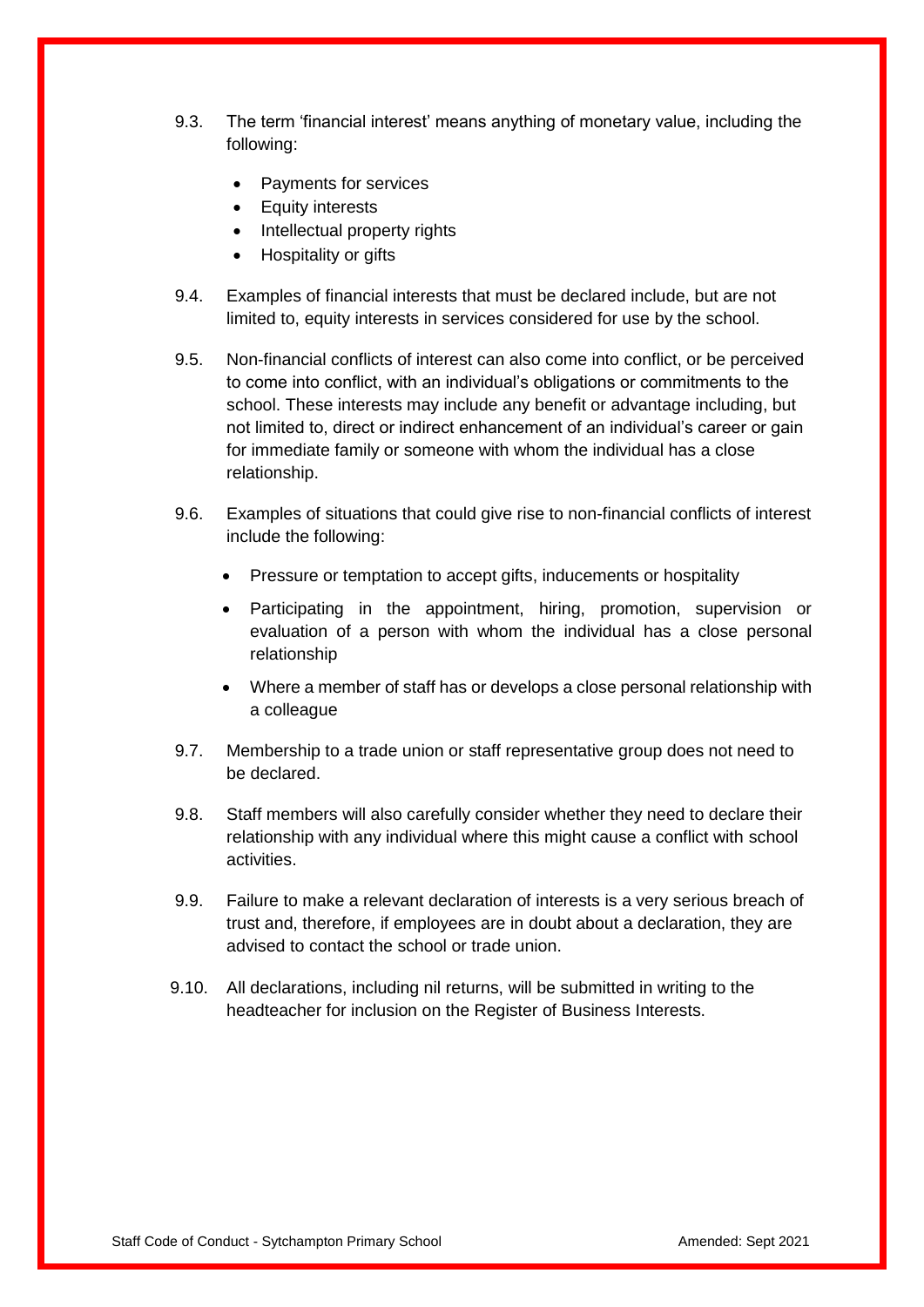9.3. The term 'financial interest' means anything of monetary value, including the following:

- Payments for services
- Equity interests
- Intellectual property rights
- Hospitality or gifts

9.4. Examples of financial interests that must be declared include, but are not limited to, equity interests in services considered for use by the school.

9.5. Non-financial conflicts of interest can also come into conflict, or be perceived to come into conflict, with an individual's obligations or commitments to the school. These interests may include any benefit or advantage including, but not limited to, direct or indirect enhancement of an individual's career or gain for immediate family or someone with whom the individual has a close relationship.

9.6. Examples of situations that could give rise to non-financial conflicts of interest include the following:

- Pressure or temptation to accept gifts, inducements or hospitality
- Participating in the appointment, hiring, promotion, supervision or evaluation of a person with whom the individual has a close personal relationship
- Where a member of staff has or develops a close personal relationship with a colleague

9.7. Membership to a trade union or staff representative group does not need to be declared.

9.8. Staff members will also carefully consider whether they need to declare their relationship with any individual where this might cause a conflict with school activities.

9.9. Failure to make a relevant declaration of interests is a very serious breach of trust and, therefore, if employees are in doubt about a declaration, they are advised to contact the school or trade union.

9.10. All declarations, including nil returns, will be submitted in writing to the headteacher for inclusion on the Register of Business Interests.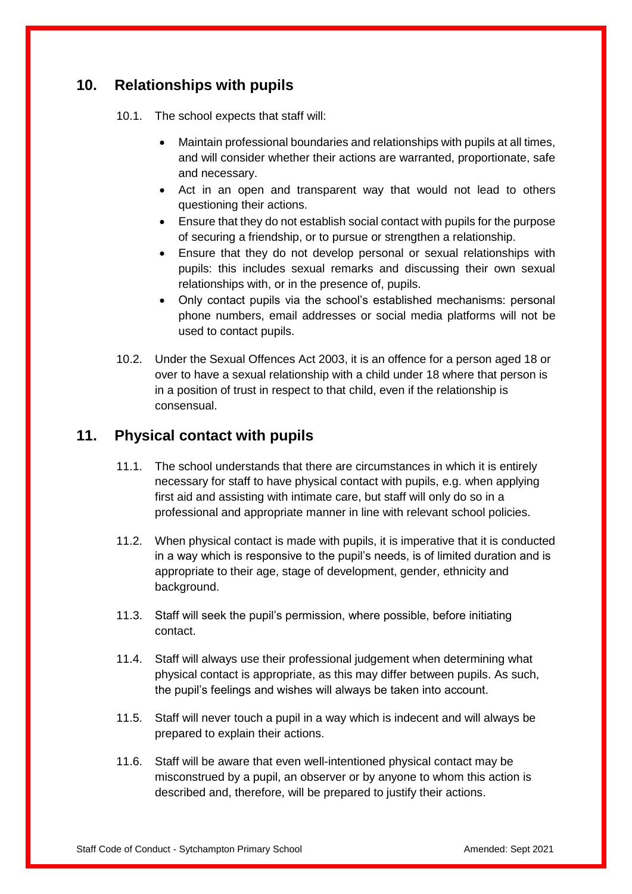## 10. Relationships with pupils

10.1. The school expects that staff will:

- Maintain professional boundaries and relationships with pupils at all times, and will consider whether their actions are warranted, proportionate, safe and necessary.
- Act in an open and transparent way that would not lead to others questioning their actions.
- Ensure that they do not establish social contact with pupils for the purpose of securing a friendship, or to pursue or strengthen a relationship.
- Ensure that they do not develop personal or sexual relationships with pupils: this includes sexual remarks and discussing their own sexual relationships with, or in the presence of, pupils.
- Only contact pupils via the school's established mechanisms: personal phone numbers, email addresses or social media platforms will not be used to contact pupils.

10.2. Under the Sexual Offences Act 2003, it is an offence for a person aged 18 or over to have a sexual relationship with a child under 18 where that person is in a position of trust in respect to that child, even if the relationship is consensual.

## 11. Physical contact with pupils

11.1. The school understands that there are circumstances in which it is entirely necessary for staff to have physical contact with pupils, e.g. when applying first aid and assisting with intimate care, but staff will only do so in a professional and appropriate manner in line with relevant school policies.

11.2. When physical contact is made with pupils, it is imperative that it is conducted in a way which is responsive to the pupil's needs, is of limited duration and is appropriate to their age, stage of development, gender, ethnicity and background.

11.3. Staff will seek the pupil's permission, where possible, before initiating contact.

11.4. Staff will always use their professional judgement when determining what physical contact is appropriate, as this may differ between pupils. As such, the pupil's feelings and wishes will always be taken into account.

11.5. Staff will never touch a pupil in a way which is indecent and will always be prepared to explain their actions.

11.6. Staff will be aware that even well-intentioned physical contact may be misconstrued by a pupil, an observer or by anyone to whom this action is described and, therefore, will be prepared to justify their actions.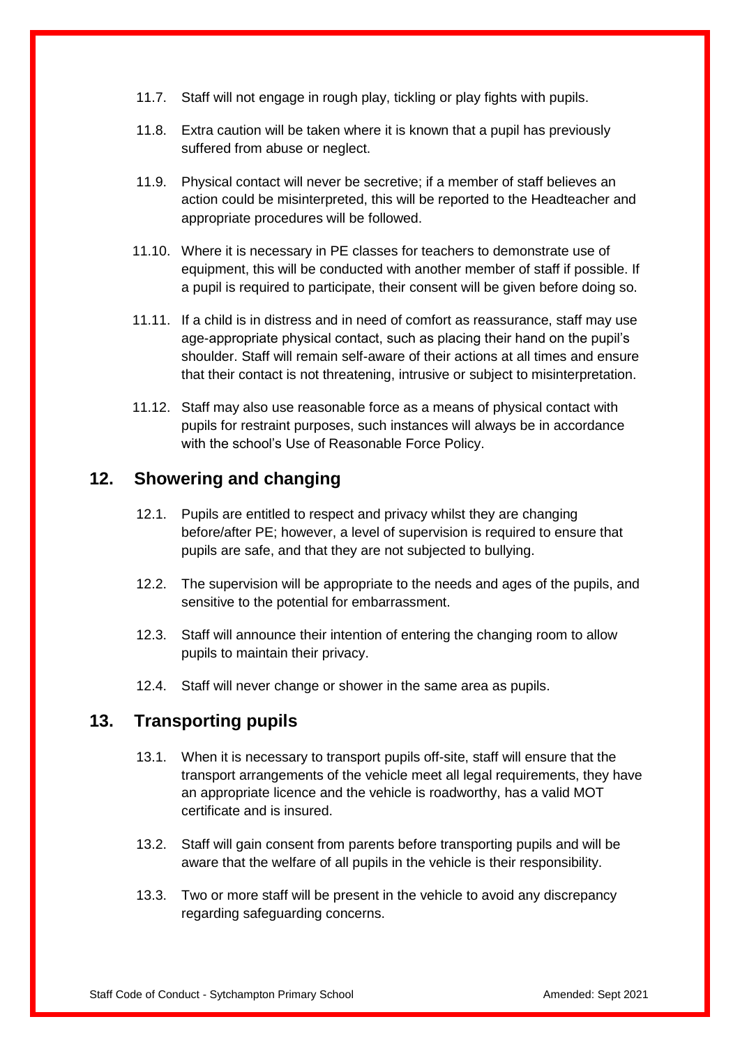11.7. Staff will not engage in rough play, tickling or play fights with pupils.

11.8. Extra caution will be taken where it is known that a pupil has previously suffered from abuse or neglect.

11.9. Physical contact will never be secretive; if a member of staff believes an action could be misinterpreted, this will be reported to the Headteacher and appropriate procedures will be followed.

11.10. Where it is necessary in PE classes for teachers to demonstrate use of equipment, this will be conducted with another member of staff if possible. If a pupil is required to participate, their consent will be given before doing so.

11.11. If a child is in distress and in need of comfort as reassurance, staff may use age-appropriate physical contact, such as placing their hand on the pupil's shoulder. Staff will remain self-aware of their actions at all times and ensure that their contact is not threatening, intrusive or subject to misinterpretation.

11.12. Staff may also use reasonable force as a means of physical contact with pupils for restraint purposes, such instances will always be in accordance with the school's Use of Reasonable Force Policy.

## 12. Showering and changing

12.1. Pupils are entitled to respect and privacy whilst they are changing before/after PE; however, a level of supervision is required to ensure that pupils are safe, and that they are not subjected to bullying.

12.2. The supervision will be appropriate to the needs and ages of the pupils, and sensitive to the potential for embarrassment.

12.3. Staff will announce their intention of entering the changing room to allow pupils to maintain their privacy.

12.4. Staff will never change or shower in the same area as pupils.

## 13. Transporting pupils

13.1. When it is necessary to transport pupils off-site, staff will ensure that the transport arrangements of the vehicle meet all legal requirements, they have an appropriate licence and the vehicle is roadworthy, has a valid MOT certificate and is insured.

13.2. Staff will gain consent from parents before transporting pupils and will be aware that the welfare of all pupils in the vehicle is their responsibility.

13.3. Two or more staff will be present in the vehicle to avoid any discrepancy regarding safeguarding concerns.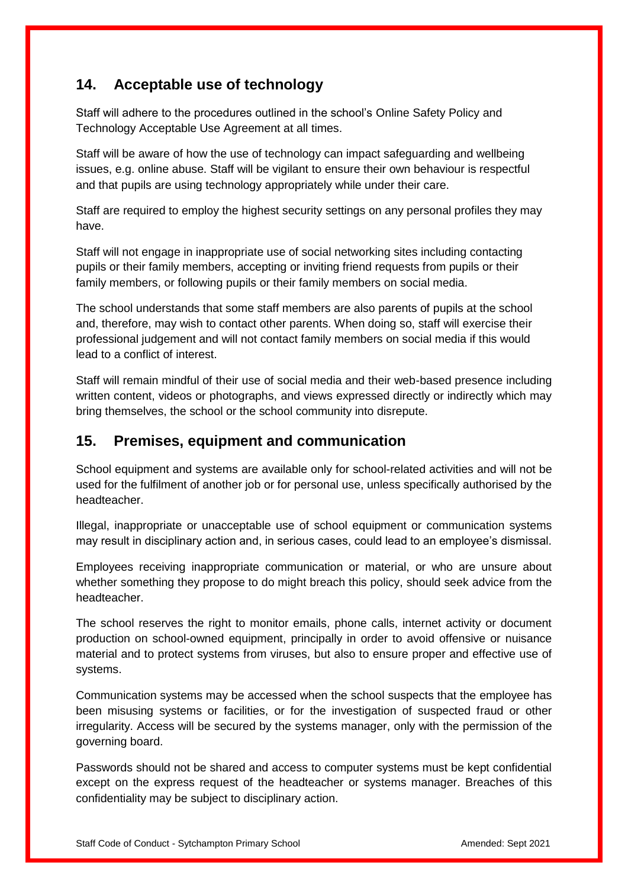## 14. Acceptable use of technology

Staff will adhere to the procedures outlined in the school's Online Safety Policy and Technology Acceptable Use Agreement at all times.

Staff will be aware of how the use of technology can impact safeguarding and wellbeing issues, e.g. online abuse. Staff will be vigilant to ensure their own behaviour is respectful and that pupils are using technology appropriately while under their care.

Staff are required to employ the highest security settings on any personal profiles they may have.

Staff will not engage in inappropriate use of social networking sites including contacting pupils or their family members, accepting or inviting friend requests from pupils or their family members, or following pupils or their family members on social media.

The school understands that some staff members are also parents of pupils at the school and, therefore, may wish to contact other parents. When doing so, staff will exercise their professional judgement and will not contact family members on social media if this would lead to a conflict of interest.

Staff will remain mindful of their use of social media and their web-based presence including written content, videos or photographs, and views expressed directly or indirectly which may bring themselves, the school or the school community into disrepute.

## 15. Premises, equipment and communication

School equipment and systems are available only for school-related activities and will not be used for the fulfilment of another job or for personal use, unless specifically authorised by the headteacher.

Illegal, inappropriate or unacceptable use of school equipment or communication systems may result in disciplinary action and, in serious cases, could lead to an employee's dismissal.

Employees receiving inappropriate communication or material, or who are unsure about whether something they propose to do might breach this policy, should seek advice from the headteacher.

The school reserves the right to monitor emails, phone calls, internet activity or document production on school-owned equipment, principally in order to avoid offensive or nuisance material and to protect systems from viruses, but also to ensure proper and effective use of systems.

Communication systems may be accessed when the school suspects that the employee has been misusing systems or facilities, or for the investigation of suspected fraud or other irregularity. Access will be secured by the systems manager, only with the permission of the governing board.

Passwords should not be shared and access to computer systems must be kept confidential except on the express request of the headteacher or systems manager. Breaches of this confidentiality may be subject to disciplinary action.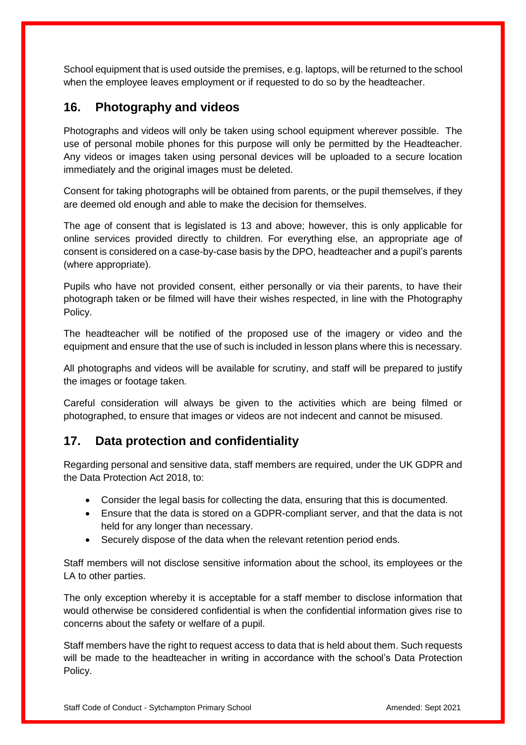School equipment that is used outside the premises, e.g. laptops, will be returned to the school when the employee leaves employment or if requested to do so by the headteacher.

## 16. Photography and videos

Photographs and videos will only be taken using school equipment wherever possible. The use of personal mobile phones for this purpose will only be permitted by the Headteacher. Any videos or images taken using personal devices will be uploaded to a secure location immediately and the original images must be deleted.

Consent for taking photographs will be obtained from parents, or the pupil themselves, if they are deemed old enough and able to make the decision for themselves.

The age of consent that is legislated is 13 and above; however, this is only applicable for online services provided directly to children. For everything else, an appropriate age of consent is considered on a case-by-case basis by the DPO, headteacher and a pupil's parents (where appropriate).

Pupils who have not provided consent, either personally or via their parents, to have their photograph taken or be filmed will have their wishes respected, in line with the Photography Policy.

The headteacher will be notified of the proposed use of the imagery or video and the equipment and ensure that the use of such is included in lesson plans where this is necessary.

All photographs and videos will be available for scrutiny, and staff will be prepared to justify the images or footage taken.

Careful consideration will always be given to the activities which are being filmed or photographed, to ensure that images or videos are not indecent and cannot be misused.

## 17. Data protection and confidentiality

Regarding personal and sensitive data, staff members are required, under the UK GDPR and the Data Protection Act 2018, to:

- Consider the legal basis for collecting the data, ensuring that this is documented.
- Ensure that the data is stored on a GDPR-compliant server, and that the data is not held for any longer than necessary.
- Securely dispose of the data when the relevant retention period ends.

Staff members will not disclose sensitive information about the school, its employees or the LA to other parties.

The only exception whereby it is acceptable for a staff member to disclose information that would otherwise be considered confidential is when the confidential information gives rise to concerns about the safety or welfare of a pupil.

Staff members have the right to request access to data that is held about them. Such requests will be made to the headteacher in writing in accordance with the school's Data Protection Policy.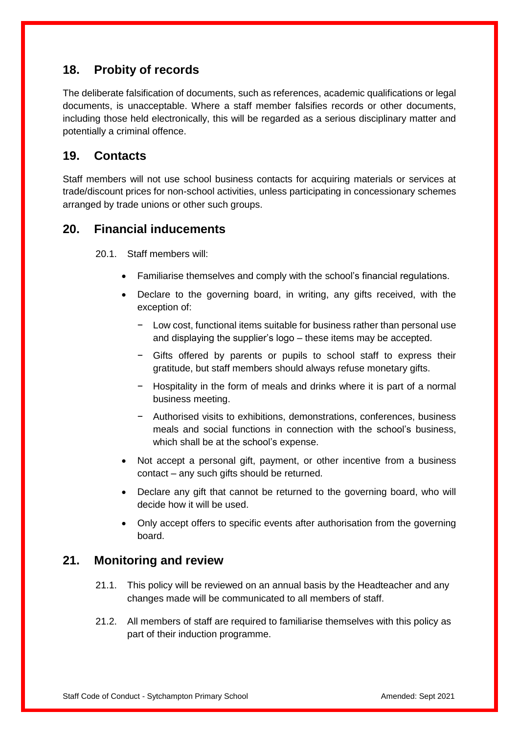## 18. Probity of records

The deliberate falsification of documents, such as references, academic qualifications or legal documents, is unacceptable. Where a staff member falsifies records or other documents, including those held electronically, this will be regarded as a serious disciplinary matter and potentially a criminal offence.

## 19. Contacts

Staff members will not use school business contacts for acquiring materials or services at trade/discount prices for non-school activities, unless participating in concessionary schemes arranged by trade unions or other such groups.

## 20. Financial inducements

20.1. Staff members will:

- Familiarise themselves and comply with the school's financial regulations.
- Declare to the governing board, in writing, any gifts received, with the exception of:
  - Low cost, functional items suitable for business rather than personal use and displaying the supplier's logo – these items may be accepted.
  - Gifts offered by parents or pupils to school staff to express their gratitude, but staff members should always refuse monetary gifts.
  - Hospitality in the form of meals and drinks where it is part of a normal business meeting.
  - Authorised visits to exhibitions, demonstrations, conferences, business meals and social functions in connection with the school's business, which shall be at the school's expense.
- Not accept a personal gift, payment, or other incentive from a business contact – any such gifts should be returned.
- Declare any gift that cannot be returned to the governing board, who will decide how it will be used.
- Only accept offers to specific events after authorisation from the governing board.

## 21. Monitoring and review

21.1. This policy will be reviewed on an annual basis by the Headteacher and any changes made will be communicated to all members of staff.

21.2. All members of staff are required to familiarise themselves with this policy as part of their induction programme.